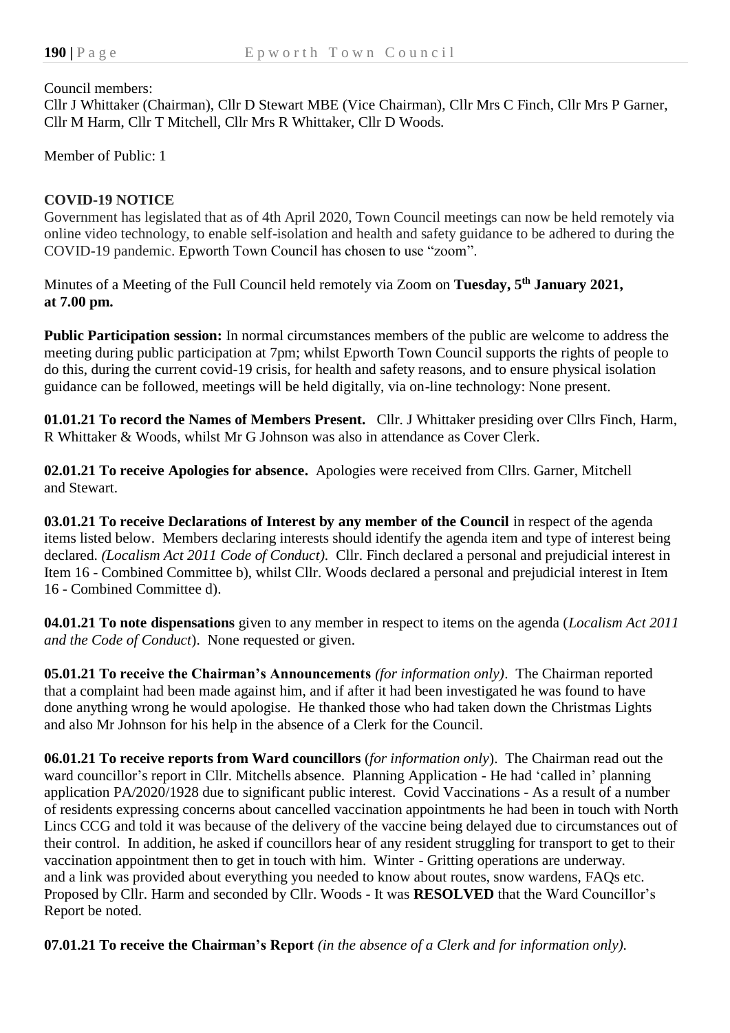Council members:
Cllr J Whittaker (Chairman), Cllr D Stewart MBE (Vice Chairman), Cllr Mrs C Finch, Cllr Mrs P Garner, Cllr M Harm, Cllr T Mitchell, Cllr Mrs R Whittaker, Cllr D Woods.

Member of Public: 1

**COVID-19 NOTICE**
Government has legislated that as of 4th April 2020, Town Council meetings can now be held remotely via online video technology, to enable self-isolation and health and safety guidance to be adhered to during the COVID-19 pandemic. Epworth Town Council has chosen to use "zoom".

Minutes of a Meeting of the Full Council held remotely via Zoom on **Tuesday, 5th January 2021, at 7.00 pm.**

**Public Participation session:** In normal circumstances members of the public are welcome to address the meeting during public participation at 7pm; whilst Epworth Town Council supports the rights of people to do this, during the current covid-19 crisis, for health and safety reasons, and to ensure physical isolation guidance can be followed, meetings will be held digitally, via on-line technology: None present.

**01.01.21 To record the Names of Members Present.** Cllr. J Whittaker presiding over Cllrs Finch, Harm, R Whittaker & Woods, whilst Mr G Johnson was also in attendance as Cover Clerk.

**02.01.21 To receive Apologies for absence.** Apologies were received from Cllrs. Garner, Mitchell and Stewart.

**03.01.21 To receive Declarations of Interest by any member of the Council** in respect of the agenda items listed below. Members declaring interests should identify the agenda item and type of interest being declared. *(Localism Act 2011 Code of Conduct).* Cllr. Finch declared a personal and prejudicial interest in Item 16 - Combined Committee b), whilst Cllr. Woods declared a personal and prejudicial interest in Item 16 - Combined Committee d).

**04.01.21 To note dispensations** given to any member in respect to items on the agenda (*Localism Act 2011 and the Code of Conduct*). None requested or given.

**05.01.21 To receive the Chairman's Announcements** *(for information only)*. The Chairman reported that a complaint had been made against him, and if after it had been investigated he was found to have done anything wrong he would apologise. He thanked those who had taken down the Christmas Lights and also Mr Johnson for his help in the absence of a Clerk for the Council.

**06.01.21 To receive reports from Ward councillors** (*for information only*). The Chairman read out the ward councillor's report in Cllr. Mitchells absence. Planning Application - He had 'called in' planning application PA/2020/1928 due to significant public interest. Covid Vaccinations - As a result of a number of residents expressing concerns about cancelled vaccination appointments he had been in touch with North Lincs CCG and told it was because of the delivery of the vaccine being delayed due to circumstances out of their control. In addition, he asked if councillors hear of any resident struggling for transport to get to their vaccination appointment then to get in touch with him. Winter - Gritting operations are underway. and a link was provided about everything you needed to know about routes, snow wardens, FAQs etc. Proposed by Cllr. Harm and seconded by Cllr. Woods - It was **RESOLVED** that the Ward Councillor's Report be noted.

**07.01.21 To receive the Chairman's Report** *(in the absence of a Clerk and for information only).*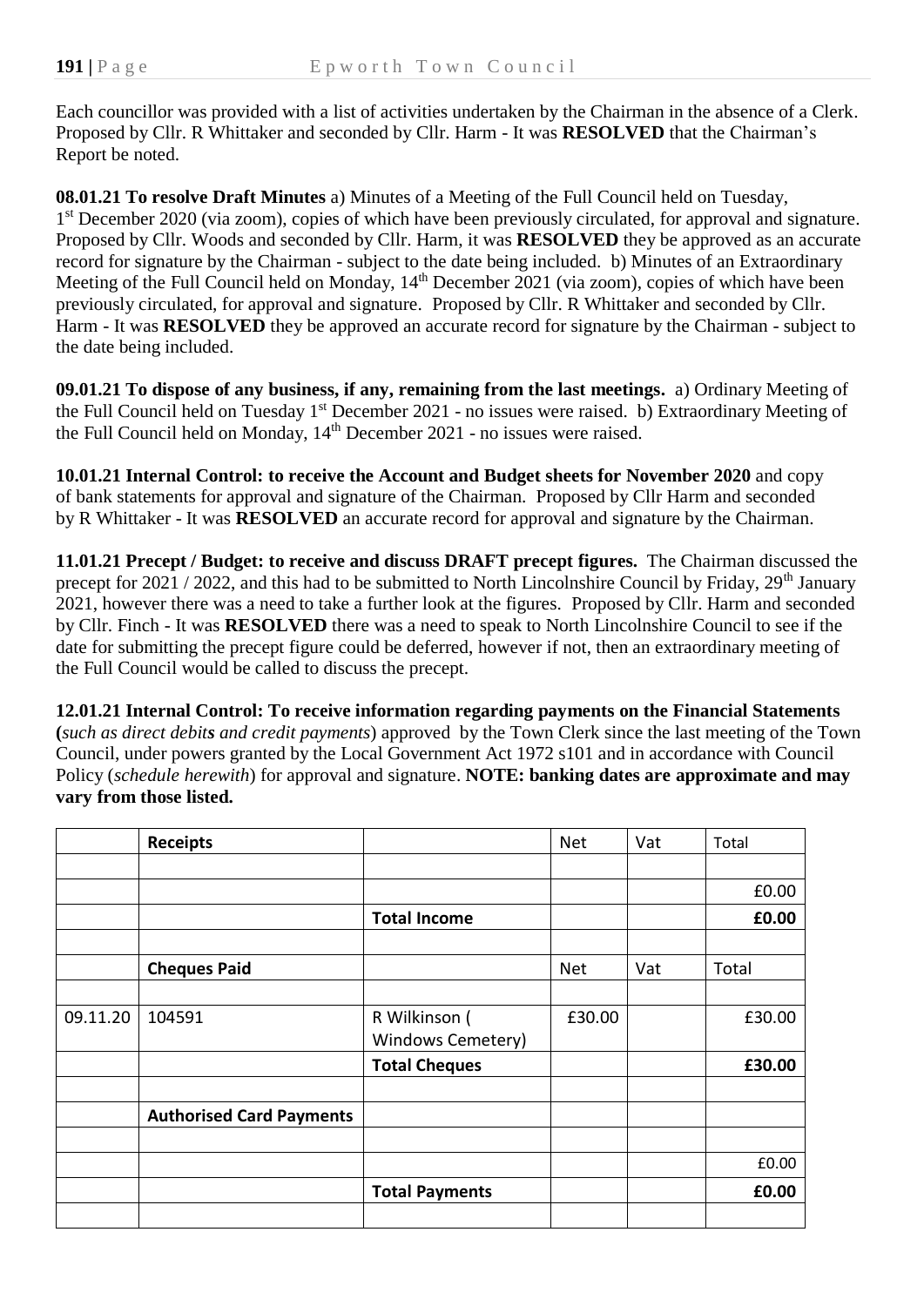Each councillor was provided with a list of activities undertaken by the Chairman in the absence of a Clerk. Proposed by Cllr. R Whittaker and seconded by Cllr. Harm - It was **RESOLVED** that the Chairman's Report be noted.

**08.01.21 To resolve Draft Minutes** a) Minutes of a Meeting of the Full Council held on Tuesday, 1st December 2020 (via zoom), copies of which have been previously circulated, for approval and signature. Proposed by Cllr. Woods and seconded by Cllr. Harm, it was **RESOLVED** they be approved as an accurate record for signature by the Chairman - subject to the date being included. b) Minutes of an Extraordinary Meeting of the Full Council held on Monday, 14th December 2021 (via zoom), copies of which have been previously circulated, for approval and signature. Proposed by Cllr. R Whittaker and seconded by Cllr. Harm - It was **RESOLVED** they be approved an accurate record for signature by the Chairman - subject to the date being included.

**09.01.21 To dispose of any business, if any, remaining from the last meetings.** a) Ordinary Meeting of the Full Council held on Tuesday 1st December 2021 - no issues were raised. b) Extraordinary Meeting of the Full Council held on Monday, 14th December 2021 - no issues were raised.

**10.01.21 Internal Control: to receive the Account and Budget sheets for November 2020** and copy of bank statements for approval and signature of the Chairman. Proposed by Cllr Harm and seconded by R Whittaker - It was **RESOLVED** an accurate record for approval and signature by the Chairman.

**11.01.21 Precept / Budget: to receive and discuss DRAFT precept figures.** The Chairman discussed the precept for 2021 / 2022, and this had to be submitted to North Lincolnshire Council by Friday, 29th January 2021, however there was a need to take a further look at the figures. Proposed by Cllr. Harm and seconded by Cllr. Finch - It was **RESOLVED** there was a need to speak to North Lincolnshire Council to see if the date for submitting the precept figure could be deferred, however if not, then an extraordinary meeting of the Full Council would be called to discuss the precept.

**12.01.21 Internal Control: To receive information regarding payments on the Financial Statements (***such as direct debits and credit payments*) approved by the Town Clerk since the last meeting of the Town Council, under powers granted by the Local Government Act 1972 s101 and in accordance with Council Policy (*schedule herewith*) for approval and signature. **NOTE: banking dates are approximate and may vary from those listed.**

| | **Receipts** | | Net | Vat | Total |
|---|---|---|---|---|---|
| | | | | | |
| | | | | | £0.00 |
| | | **Total Income** | | | **£0.00** |
| | | | | | |
| | **Cheques Paid** | | Net | Vat | Total |
| | | | | | |
| 09.11.20 | 104591 | R Wilkinson ( Windows Cemetery) | £30.00 | | £30.00 |
| | | **Total Cheques** | | | **£30.00** |
| | | | | | |
| | **Authorised Card Payments** | | | | |
| | | | | | |
| | | | | | £0.00 |
| | | **Total Payments** | | | **£0.00** |
| | | | | | |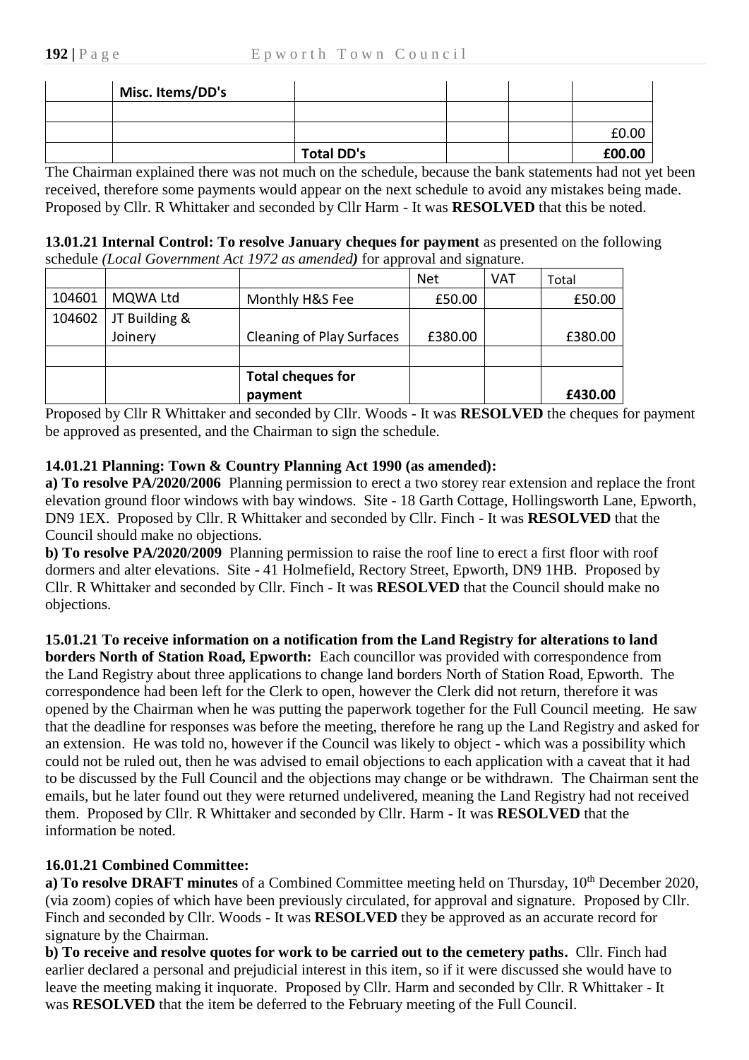| | Misc. Items/DD's | | | | |
|---|---|---|---|---|---|
| | | | | | |
| | | | | | £0.00 |
| | | **Total DD's** | | | **£00.00** |

The Chairman explained there was not much on the schedule, because the bank statements had not yet been received, therefore some payments would appear on the next schedule to avoid any mistakes being made. Proposed by Cllr. R Whittaker and seconded by Cllr Harm - It was **RESOLVED** that this be noted.

**13.01.21 Internal Control: To resolve January cheques for payment** as presented on the following schedule *(Local Government Act 1972 as amended)* for approval and signature.

| | | | Net | VAT | Total |
|---|---|---|---|---|---|
| 104601 | MQWA Ltd | Monthly H&S Fee | £50.00 | | £50.00 |
| 104602 | JT Building & Joinery | Cleaning of Play Surfaces | £380.00 | | £380.00 |
| | | | | | |
| | | **Total cheques for payment** | | | **£430.00** |

Proposed by Cllr R Whittaker and seconded by Cllr. Woods - It was **RESOLVED** the cheques for payment be approved as presented, and the Chairman to sign the schedule.

**14.01.21 Planning: Town & Country Planning Act 1990 (as amended):**

**a) To resolve PA/2020/2006** Planning permission to erect a two storey rear extension and replace the front elevation ground floor windows with bay windows. Site - 18 Garth Cottage, Hollingsworth Lane, Epworth, DN9 1EX. Proposed by Cllr. R Whittaker and seconded by Cllr. Finch - It was **RESOLVED** that the Council should make no objections.

**b) To resolve PA/2020/2009** Planning permission to raise the roof line to erect a first floor with roof dormers and alter elevations. Site - 41 Holmefield, Rectory Street, Epworth, DN9 1HB. Proposed by Cllr. R Whittaker and seconded by Cllr. Finch - It was **RESOLVED** that the Council should make no objections.

**15.01.21 To receive information on a notification from the Land Registry for alterations to land borders North of Station Road, Epworth:** Each councillor was provided with correspondence from the Land Registry about three applications to change land borders North of Station Road, Epworth. The correspondence had been left for the Clerk to open, however the Clerk did not return, therefore it was opened by the Chairman when he was putting the paperwork together for the Full Council meeting. He saw that the deadline for responses was before the meeting, therefore he rang up the Land Registry and asked for an extension. He was told no, however if the Council was likely to object - which was a possibility which could not be ruled out, then he was advised to email objections to each application with a caveat that it had to be discussed by the Full Council and the objections may change or be withdrawn. The Chairman sent the emails, but he later found out they were returned undelivered, meaning the Land Registry had not received them. Proposed by Cllr. R Whittaker and seconded by Cllr. Harm - It was **RESOLVED** that the information be noted.

**16.01.21 Combined Committee:**

**a) To resolve DRAFT minutes** of a Combined Committee meeting held on Thursday, 10th December 2020, (via zoom) copies of which have been previously circulated, for approval and signature. Proposed by Cllr. Finch and seconded by Cllr. Woods - It was **RESOLVED** they be approved as an accurate record for signature by the Chairman.

**b) To receive and resolve quotes for work to be carried out to the cemetery paths.** Cllr. Finch had earlier declared a personal and prejudicial interest in this item, so if it were discussed she would have to leave the meeting making it inquorate. Proposed by Cllr. Harm and seconded by Cllr. R Whittaker - It was **RESOLVED** that the item be deferred to the February meeting of the Full Council.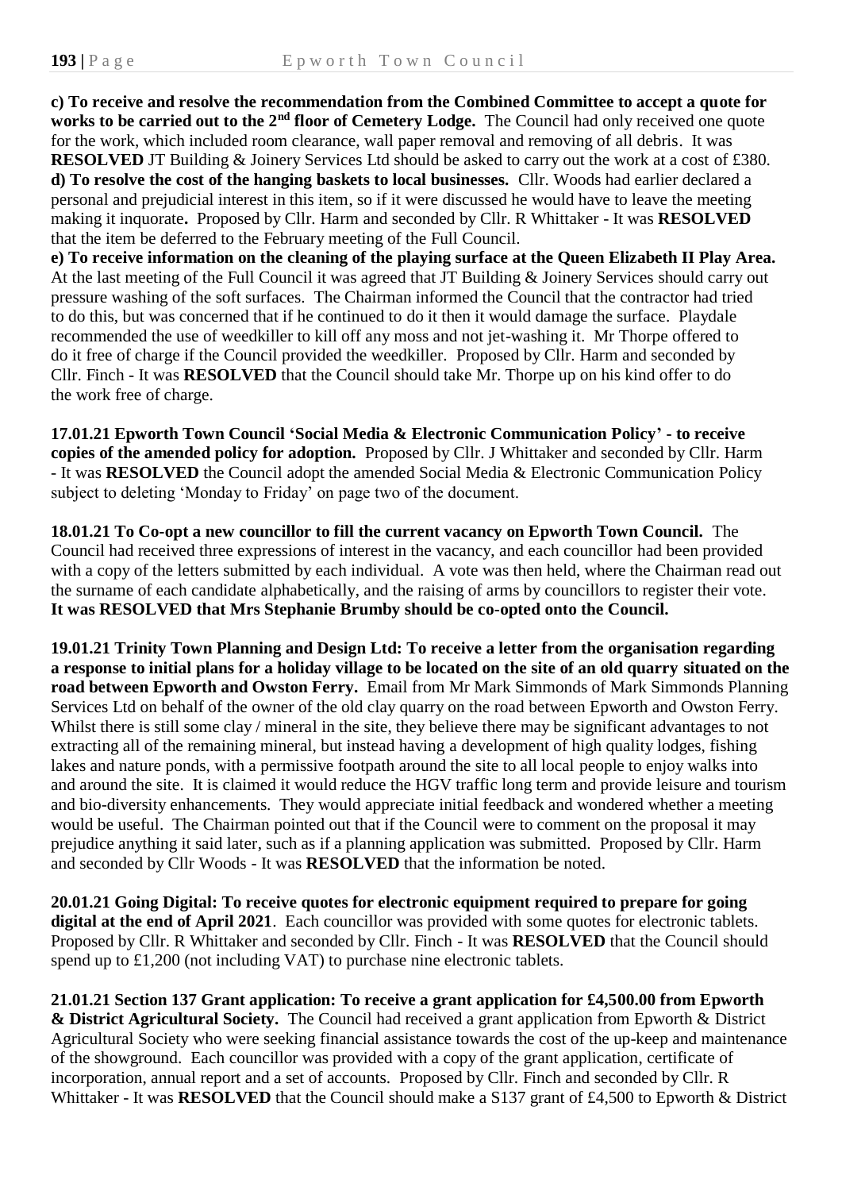**c) To receive and resolve the recommendation from the Combined Committee to accept a quote for works to be carried out to the 2nd floor of Cemetery Lodge.** The Council had only received one quote for the work, which included room clearance, wall paper removal and removing of all debris. It was **RESOLVED** JT Building & Joinery Services Ltd should be asked to carry out the work at a cost of £380.
**d) To resolve the cost of the hanging baskets to local businesses.** Cllr. Woods had earlier declared a personal and prejudicial interest in this item, so if it were discussed he would have to leave the meeting making it inquorate**.** Proposed by Cllr. Harm and seconded by Cllr. R Whittaker - It was **RESOLVED** that the item be deferred to the February meeting of the Full Council.
**e) To receive information on the cleaning of the playing surface at the Queen Elizabeth II Play Area.** At the last meeting of the Full Council it was agreed that JT Building & Joinery Services should carry out pressure washing of the soft surfaces. The Chairman informed the Council that the contractor had tried to do this, but was concerned that if he continued to do it then it would damage the surface. Playdale recommended the use of weedkiller to kill off any moss and not jet-washing it. Mr Thorpe offered to do it free of charge if the Council provided the weedkiller. Proposed by Cllr. Harm and seconded by Cllr. Finch - It was **RESOLVED** that the Council should take Mr. Thorpe up on his kind offer to do the work free of charge.

**17.01.21 Epworth Town Council 'Social Media & Electronic Communication Policy' - to receive copies of the amended policy for adoption.** Proposed by Cllr. J Whittaker and seconded by Cllr. Harm - It was **RESOLVED** the Council adopt the amended Social Media & Electronic Communication Policy subject to deleting 'Monday to Friday' on page two of the document.

**18.01.21 To Co-opt a new councillor to fill the current vacancy on Epworth Town Council.** The Council had received three expressions of interest in the vacancy, and each councillor had been provided with a copy of the letters submitted by each individual. A vote was then held, where the Chairman read out the surname of each candidate alphabetically, and the raising of arms by councillors to register their vote. **It was RESOLVED that Mrs Stephanie Brumby should be co-opted onto the Council.**

**19.01.21 Trinity Town Planning and Design Ltd: To receive a letter from the organisation regarding a response to initial plans for a holiday village to be located on the site of an old quarry situated on the road between Epworth and Owston Ferry.** Email from Mr Mark Simmonds of Mark Simmonds Planning Services Ltd on behalf of the owner of the old clay quarry on the road between Epworth and Owston Ferry. Whilst there is still some clay / mineral in the site, they believe there may be significant advantages to not extracting all of the remaining mineral, but instead having a development of high quality lodges, fishing lakes and nature ponds, with a permissive footpath around the site to all local people to enjoy walks into and around the site. It is claimed it would reduce the HGV traffic long term and provide leisure and tourism and bio-diversity enhancements. They would appreciate initial feedback and wondered whether a meeting would be useful. The Chairman pointed out that if the Council were to comment on the proposal it may prejudice anything it said later, such as if a planning application was submitted. Proposed by Cllr. Harm and seconded by Cllr Woods - It was **RESOLVED** that the information be noted.

**20.01.21 Going Digital: To receive quotes for electronic equipment required to prepare for going digital at the end of April 2021**. Each councillor was provided with some quotes for electronic tablets. Proposed by Cllr. R Whittaker and seconded by Cllr. Finch - It was **RESOLVED** that the Council should spend up to £1,200 (not including VAT) to purchase nine electronic tablets.

**21.01.21 Section 137 Grant application: To receive a grant application for £4,500.00 from Epworth & District Agricultural Society.** The Council had received a grant application from Epworth & District Agricultural Society who were seeking financial assistance towards the cost of the up-keep and maintenance of the showground. Each councillor was provided with a copy of the grant application, certificate of incorporation, annual report and a set of accounts. Proposed by Cllr. Finch and seconded by Cllr. R Whittaker - It was **RESOLVED** that the Council should make a S137 grant of £4,500 to Epworth & District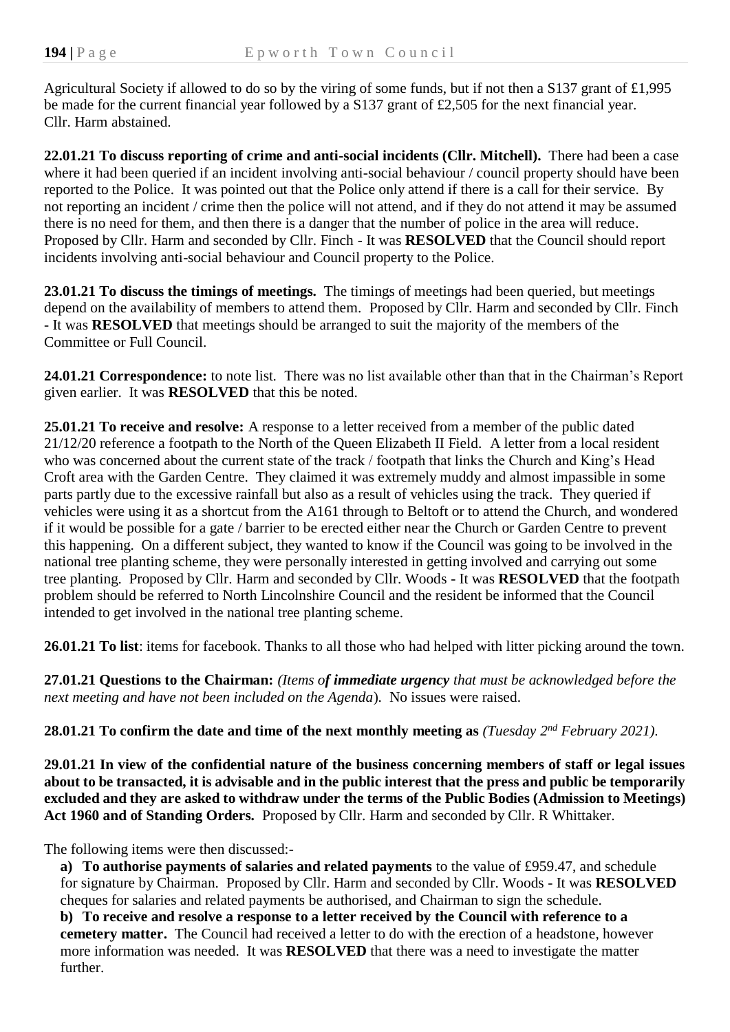Agricultural Society if allowed to do so by the viring of some funds, but if not then a S137 grant of £1,995 be made for the current financial year followed by a S137 grant of £2,505 for the next financial year. Cllr. Harm abstained.

**22.01.21 To discuss reporting of crime and anti-social incidents (Cllr. Mitchell).** There had been a case where it had been queried if an incident involving anti-social behaviour / council property should have been reported to the Police. It was pointed out that the Police only attend if there is a call for their service. By not reporting an incident / crime then the police will not attend, and if they do not attend it may be assumed there is no need for them, and then there is a danger that the number of police in the area will reduce. Proposed by Cllr. Harm and seconded by Cllr. Finch - It was **RESOLVED** that the Council should report incidents involving anti-social behaviour and Council property to the Police.

**23.01.21 To discuss the timings of meetings.** The timings of meetings had been queried, but meetings depend on the availability of members to attend them. Proposed by Cllr. Harm and seconded by Cllr. Finch - It was **RESOLVED** that meetings should be arranged to suit the majority of the members of the Committee or Full Council.

**24.01.21 Correspondence:** to note list. There was no list available other than that in the Chairman's Report given earlier. It was **RESOLVED** that this be noted.

**25.01.21 To receive and resolve:** A response to a letter received from a member of the public dated 21/12/20 reference a footpath to the North of the Queen Elizabeth II Field. A letter from a local resident who was concerned about the current state of the track / footpath that links the Church and King's Head Croft area with the Garden Centre. They claimed it was extremely muddy and almost impassible in some parts partly due to the excessive rainfall but also as a result of vehicles using the track. They queried if vehicles were using it as a shortcut from the A161 through to Beltoft or to attend the Church, and wondered if it would be possible for a gate / barrier to be erected either near the Church or Garden Centre to prevent this happening. On a different subject, they wanted to know if the Council was going to be involved in the national tree planting scheme, they were personally interested in getting involved and carrying out some tree planting. Proposed by Cllr. Harm and seconded by Cllr. Woods - It was **RESOLVED** that the footpath problem should be referred to North Lincolnshire Council and the resident be informed that the Council intended to get involved in the national tree planting scheme.

**26.01.21 To list**: items for facebook. Thanks to all those who had helped with litter picking around the town.

**27.01.21 Questions to the Chairman:** *(Items of **immediate urgency** that must be acknowledged before the next meeting and have not been included on the Agenda*). No issues were raised.

**28.01.21 To confirm the date and time of the next monthly meeting as** *(Tuesday 2nd February 2021).*

**29.01.21 In view of the confidential nature of the business concerning members of staff or legal issues about to be transacted, it is advisable and in the public interest that the press and public be temporarily excluded and they are asked to withdraw under the terms of the Public Bodies (Admission to Meetings) Act 1960 and of Standing Orders.** Proposed by Cllr. Harm and seconded by Cllr. R Whittaker.

The following items were then discussed:-

**a) To authorise payments of salaries and related payments** to the value of £959.47, and schedule for signature by Chairman. Proposed by Cllr. Harm and seconded by Cllr. Woods - It was **RESOLVED** cheques for salaries and related payments be authorised, and Chairman to sign the schedule.

**b) To receive and resolve a response to a letter received by the Council with reference to a cemetery matter.** The Council had received a letter to do with the erection of a headstone, however more information was needed. It was **RESOLVED** that there was a need to investigate the matter further.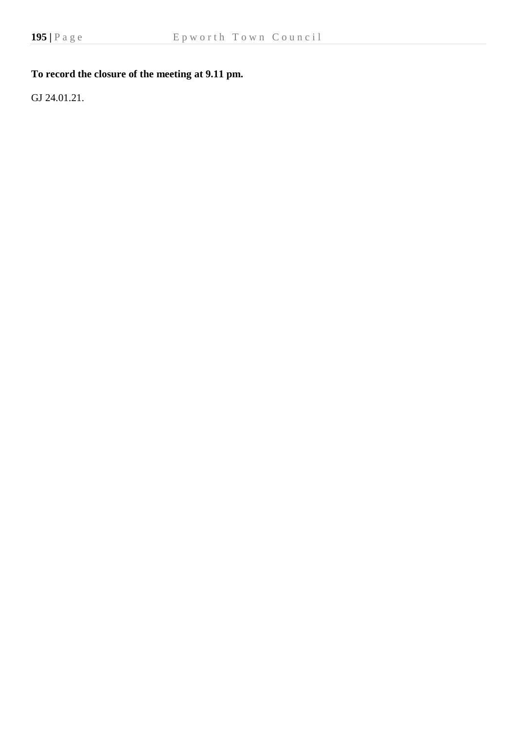**To record the closure of the meeting at 9.11 pm.**

GJ 24.01.21.